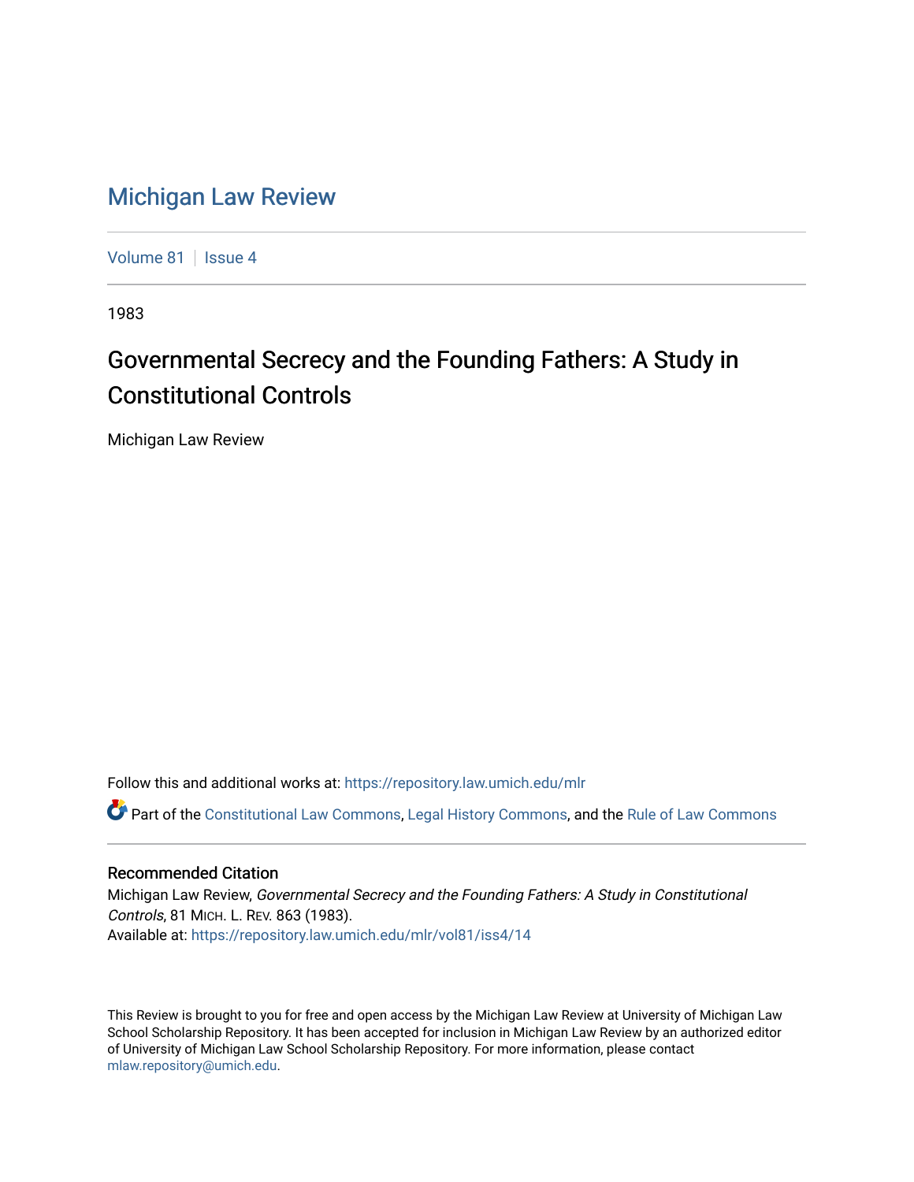# Michigan Law Review

Volume 81 | Issue 4

1983

## Governmental Secrecy and the Founding Fathers: A Study in Constitutional Controls

Michigan Law Review

Follow this and additional works at: https://repository.law.umich.edu/mlr

Part of the Constitutional Law Commons, Legal History Commons, and the Rule of Law Commons

### Recommended Citation

Michigan Law Review, *Governmental Secrecy and the Founding Fathers: A Study in Constitutional Controls*, 81 MICH. L. REV. 863 (1983).
Available at: https://repository.law.umich.edu/mlr/vol81/iss4/14

This Review is brought to you for free and open access by the Michigan Law Review at University of Michigan Law School Scholarship Repository. It has been accepted for inclusion in Michigan Law Review by an authorized editor of University of Michigan Law School Scholarship Repository. For more information, please contact mlaw.repository@umich.edu.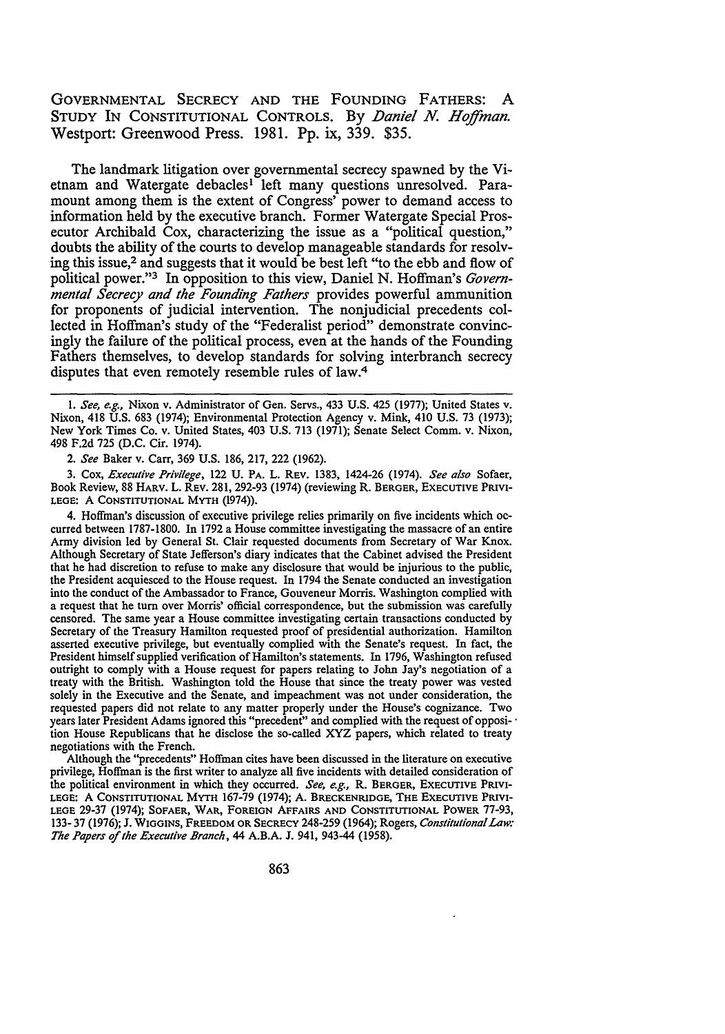GOVERNMENTAL SECRECY AND THE FOUNDING FATHERS: A STUDY IN CONSTITUTIONAL CONTROLS. By *Daniel N. Hoffman*. Westport: Greenwood Press. 1981. Pp. ix, 339. $35.

The landmark litigation over governmental secrecy spawned by the Vietnam and Watergate debacles[1] left many questions unresolved. Paramount among them is the extent of Congress' power to demand access to information held by the executive branch. Former Watergate Special Prosecutor Archibald Cox, characterizing the issue as a "political question," doubts the ability of the courts to develop manageable standards for resolving this issue,[2] and suggests that it would be best left "to the ebb and flow of political power."[3] In opposition to this view, Daniel N. Hoffman's *Governmental Secrecy and the Founding Fathers* provides powerful ammunition for proponents of judicial intervention. The nonjudicial precedents collected in Hoffman's study of the "Federalist period" demonstrate convincingly the failure of the political process, even at the hands of the Founding Fathers themselves, to develop standards for solving interbranch secrecy disputes that even remotely resemble rules of law.[4]

---

1. *See, e.g.,* Nixon v. Administrator of Gen. Servs., 433 U.S. 425 (1977); United States v. Nixon, 418 U.S. 683 (1974); Environmental Protection Agency v. Mink, 410 U.S. 73 (1973); New York Times Co. v. United States, 403 U.S. 713 (1971); Senate Select Comm. v. Nixon, 498 F.2d 725 (D.C. Cir. 1974).

2. *See* Baker v. Carr, 369 U.S. 186, 217, 222 (1962).

3. Cox, *Executive Privilege*, 122 U. PA. L. REV. 1383, 1424-26 (1974). *See also* Sofaer, Book Review, 88 HARV. L. REV. 281, 292-93 (1974) (reviewing R. BERGER, EXECUTIVE PRIVILEGE: A CONSTITUTIONAL MYTH (1974)).

4. Hoffman's discussion of executive privilege relies primarily on five incidents which occurred between 1787-1800. In 1792 a House committee investigating the massacre of an entire Army division led by General St. Clair requested documents from Secretary of War Knox. Although Secretary of State Jefferson's diary indicates that the Cabinet advised the President that he had discretion to refuse to make any disclosure that would be injurious to the public, the President acquiesced to the House request. In 1794 the Senate conducted an investigation into the conduct of the Ambassador to France, Gouveneur Morris. Washington complied with a request that he turn over Morris' official correspondence, but the submission was carefully censored. The same year a House committee investigating certain transactions conducted by Secretary of the Treasury Hamilton requested proof of presidential authorization. Hamilton asserted executive privilege, but eventually complied with the Senate's request. In fact, the President himself supplied verification of Hamilton's statements. In 1796, Washington refused outright to comply with a House request for papers relating to John Jay's negotiation of a treaty with the British. Washington told the House that since the treaty power was vested solely in the Executive and the Senate, and impeachment was not under consideration, the requested papers did not relate to any matter properly under the House's cognizance. Two years later President Adams ignored this "precedent" and complied with the request of opposition House Republicans that he disclose the so-called XYZ papers, which related to treaty negotiations with the French.

Although the "precedents" Hoffman cites have been discussed in the literature on executive privilege, Hoffman is the first writer to analyze all five incidents with detailed consideration of the political environment in which they occurred. *See, e.g.,* R. BERGER, EXECUTIVE PRIVILEGE: A CONSTITUTIONAL MYTH 167-79 (1974); A. BRECKENRIDGE, THE EXECUTIVE PRIVILEGE 29-37 (1974); SOFAER, WAR, FOREIGN AFFAIRS AND CONSTITUTIONAL POWER 77-93, 133-37 (1976); J. WIGGINS, FREEDOM OR SECRECY 248-259 (1964); Rogers, *Constitutional Law: The Papers of the Executive Branch*, 44 A.B.A. J. 941, 943-44 (1958).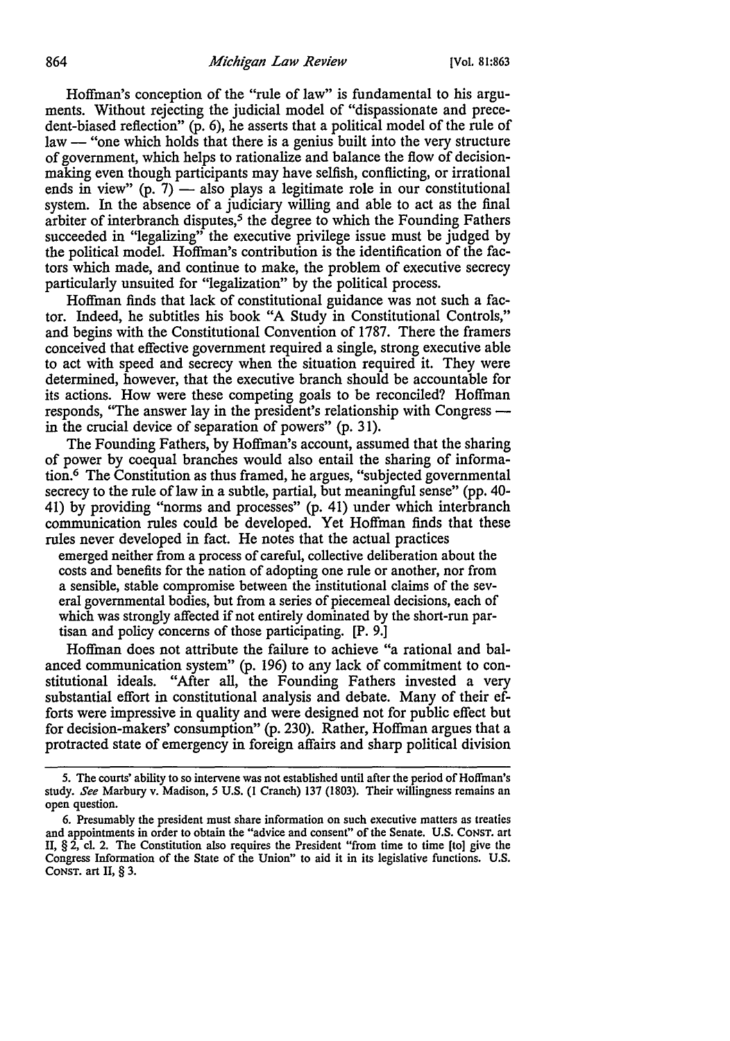Hoffman's conception of the "rule of law" is fundamental to his arguments. Without rejecting the judicial model of "dispassionate and precedent-biased reflection" (p. 6), he asserts that a political model of the rule of law — "one which holds that there is a genius built into the very structure of government, which helps to rationalize and balance the flow of decision-making even though participants may have selfish, conflicting, or irrational ends in view" (p. 7) — also plays a legitimate role in our constitutional system. In the absence of a judiciary willing and able to act as the final arbiter of interbranch disputes,[5] the degree to which the Founding Fathers succeeded in "legalizing" the executive privilege issue must be judged by the political model. Hoffman's contribution is the identification of the factors which made, and continue to make, the problem of executive secrecy particularly unsuited for "legalization" by the political process.

Hoffman finds that lack of constitutional guidance was not such a factor. Indeed, he subtitles his book "A Study in Constitutional Controls," and begins with the Constitutional Convention of 1787. There the framers conceived that effective government required a single, strong executive able to act with speed and secrecy when the situation required it. They were determined, however, that the executive branch should be accountable for its actions. How were these competing goals to be reconciled? Hoffman responds, "The answer lay in the president's relationship with Congress — in the crucial device of separation of powers" (p. 31).

The Founding Fathers, by Hoffman's account, assumed that the sharing of power by coequal branches would also entail the sharing of information.[6] The Constitution as thus framed, he argues, "subjected governmental secrecy to the rule of law in a subtle, partial, but meaningful sense" (pp. 40-41) by providing "norms and processes" (p. 41) under which interbranch communication rules could be developed. Yet Hoffman finds that these rules never developed in fact. He notes that the actual practices

> emerged neither from a process of careful, collective deliberation about the costs and benefits for the nation of adopting one rule or another, nor from a sensible, stable compromise between the institutional claims of the several governmental bodies, but from a series of piecemeal decisions, each of which was strongly affected if not entirely dominated by the short-run partisan and policy concerns of those participating. [P. 9.]

Hoffman does not attribute the failure to achieve "a rational and balanced communication system" (p. 196) to any lack of commitment to constitutional ideals. "After all, the Founding Fathers invested a very substantial effort in constitutional analysis and debate. Many of their efforts were impressive in quality and were designed not for public effect but for decision-makers' consumption" (p. 230). Rather, Hoffman argues that a protracted state of emergency in foreign affairs and sharp political division

---

5. The courts' ability to so intervene was not established until after the period of Hoffman's study. *See* Marbury v. Madison, 5 U.S. (1 Cranch) 137 (1803). Their willingness remains an open question.

6. Presumably the president must share information on such executive matters as treaties and appointments in order to obtain the "advice and consent" of the Senate. U.S. CONST. art II, § 2, cl. 2. The Constitution also requires the President "from time to time [to] give the Congress Information of the State of the Union" to aid it in its legislative functions. U.S. CONST. art II, § 3.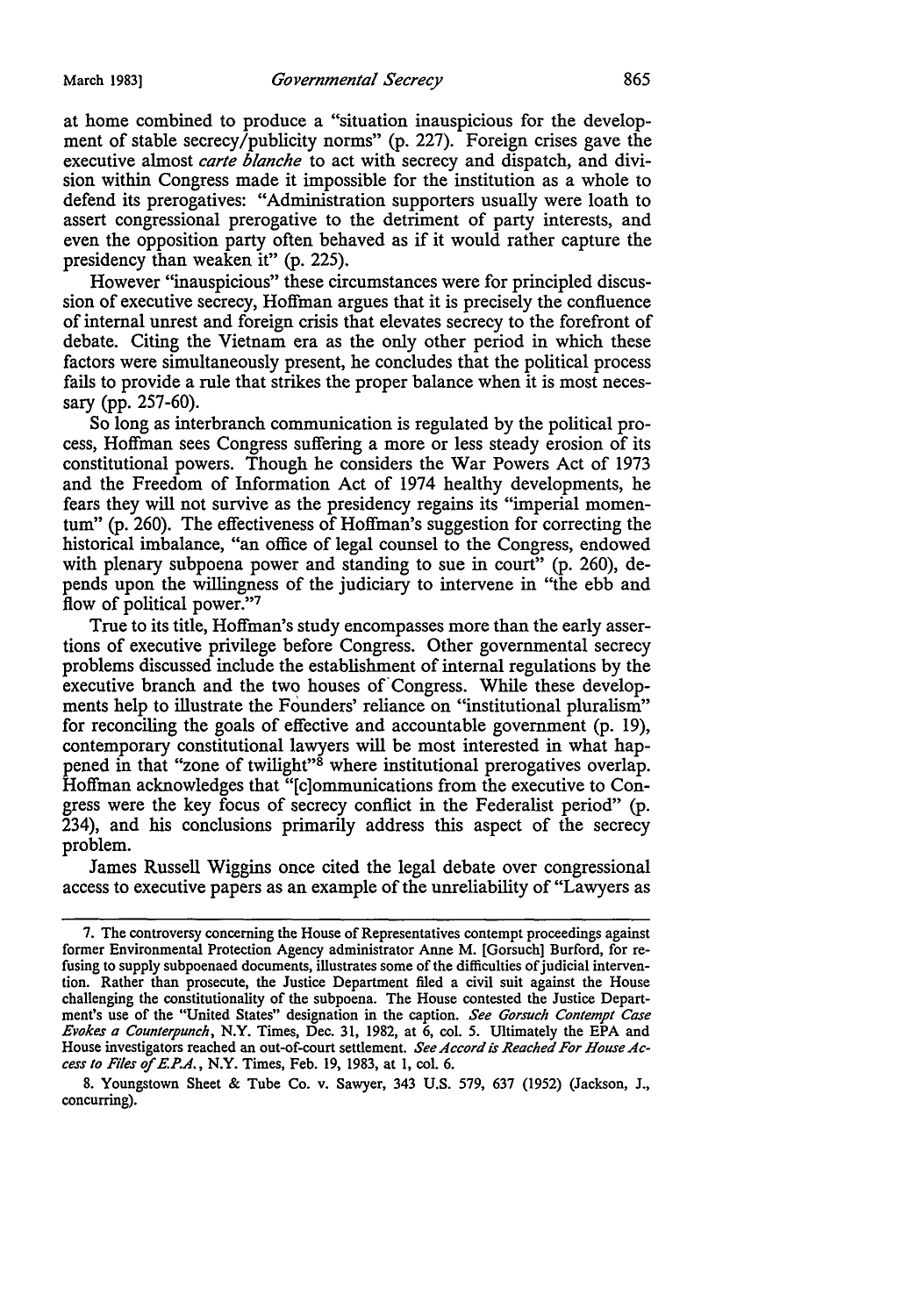at home combined to produce a "situation inauspicious for the development of stable secrecy/publicity norms" (p. 227). Foreign crises gave the executive almost *carte blanche* to act with secrecy and dispatch, and division within Congress made it impossible for the institution as a whole to defend its prerogatives: "Administration supporters usually were loath to assert congressional prerogative to the detriment of party interests, and even the opposition party often behaved as if it would rather capture the presidency than weaken it" (p. 225).

However "inauspicious" these circumstances were for principled discussion of executive secrecy, Hoffman argues that it is precisely the confluence of internal unrest and foreign crisis that elevates secrecy to the forefront of debate. Citing the Vietnam era as the only other period in which these factors were simultaneously present, he concludes that the political process fails to provide a rule that strikes the proper balance when it is most necessary (pp. 257-60).

So long as interbranch communication is regulated by the political process, Hoffman sees Congress suffering a more or less steady erosion of its constitutional powers. Though he considers the War Powers Act of 1973 and the Freedom of Information Act of 1974 healthy developments, he fears they will not survive as the presidency regains its "imperial momentum" (p. 260). The effectiveness of Hoffman's suggestion for correcting the historical imbalance, "an office of legal counsel to the Congress, endowed with plenary subpoena power and standing to sue in court" (p. 260), depends upon the willingness of the judiciary to intervene in "the ebb and flow of political power."[7]

True to its title, Hoffman's study encompasses more than the early assertions of executive privilege before Congress. Other governmental secrecy problems discussed include the establishment of internal regulations by the executive branch and the two houses of Congress. While these developments help to illustrate the Founders' reliance on "institutional pluralism" for reconciling the goals of effective and accountable government (p. 19), contemporary constitutional lawyers will be most interested in what happened in that "zone of twilight"[8] where institutional prerogatives overlap. Hoffman acknowledges that "[c]ommunications from the executive to Congress were the key focus of secrecy conflict in the Federalist period" (p. 234), and his conclusions primarily address this aspect of the secrecy problem.

James Russell Wiggins once cited the legal debate over congressional access to executive papers as an example of the unreliability of "Lawyers as

---

7. The controversy concerning the House of Representatives contempt proceedings against former Environmental Protection Agency administrator Anne M. [Gorsuch] Burford, for refusing to supply subpoenaed documents, illustrates some of the difficulties of judicial intervention. Rather than prosecute, the Justice Department filed a civil suit against the House challenging the constitutionality of the subpoena. The House contested the Justice Department's use of the "United States" designation in the caption. *See Gorsuch Contempt Case Evokes a Counterpunch*, N.Y. Times, Dec. 31, 1982, at 6, col. 5. Ultimately the EPA and House investigators reached an out-of-court settlement. *See Accord is Reached For House Access to Files of E.P.A.*, N.Y. Times, Feb. 19, 1983, at 1, col. 6.

8. Youngstown Sheet & Tube Co. v. Sawyer, 343 U.S. 579, 637 (1952) (Jackson, J., concurring).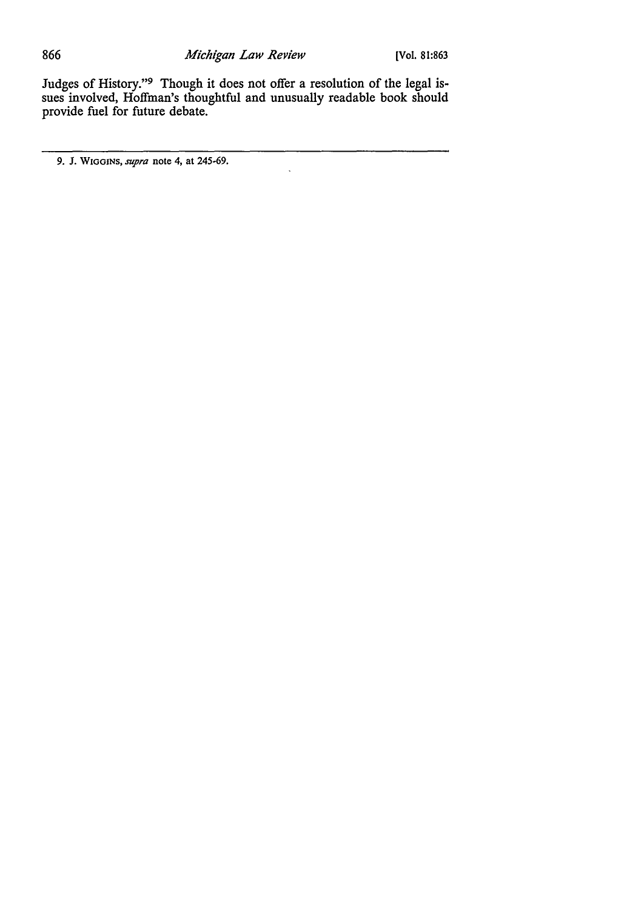Judges of History."[9] Though it does not offer a resolution of the legal issues involved, Hoffman's thoughtful and unusually readable book should provide fuel for future debate.

---

9. J. WIGGINS, *supra* note 4, at 245-69.